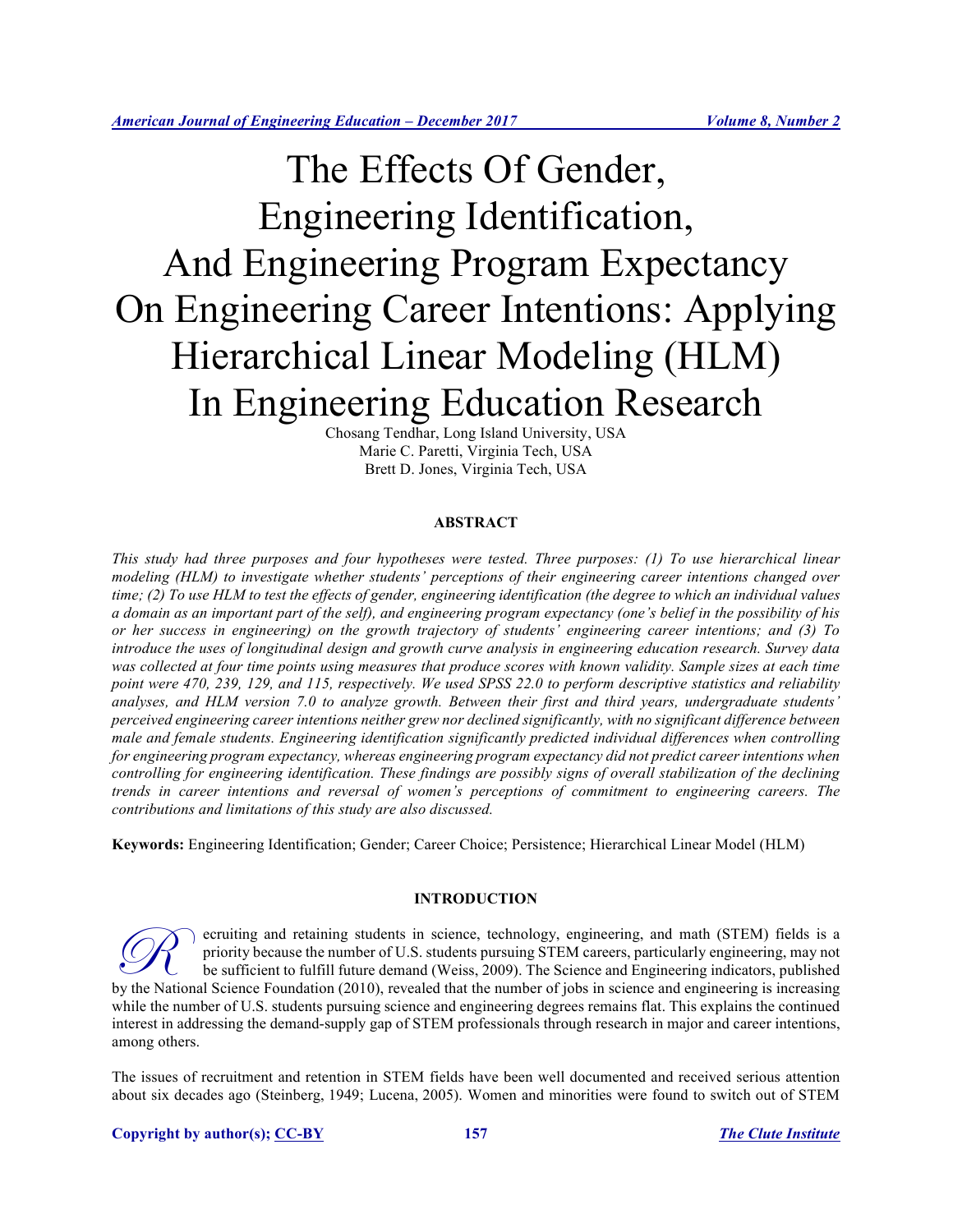# The Effects Of Gender, Engineering Identification, And Engineering Program Expectancy On Engineering Career Intentions: Applying Hierarchical Linear Modeling (HLM) In Engineering Education Research

Chosang Tendhar, Long Island University, USA
Marie C. Paretti, Virginia Tech, USA
Brett D. Jones, Virginia Tech, USA

## ABSTRACT

*This study had three purposes and four hypotheses were tested. Three purposes: (1) To use hierarchical linear modeling (HLM) to investigate whether students' perceptions of their engineering career intentions changed over time; (2) To use HLM to test the effects of gender, engineering identification (the degree to which an individual values a domain as an important part of the self), and engineering program expectancy (one's belief in the possibility of his or her success in engineering) on the growth trajectory of students' engineering career intentions; and (3) To introduce the uses of longitudinal design and growth curve analysis in engineering education research. Survey data was collected at four time points using measures that produce scores with known validity. Sample sizes at each time point were 470, 239, 129, and 115, respectively. We used SPSS 22.0 to perform descriptive statistics and reliability analyses, and HLM version 7.0 to analyze growth. Between their first and third years, undergraduate students' perceived engineering career intentions neither grew nor declined significantly, with no significant difference between male and female students. Engineering identification significantly predicted individual differences when controlling for engineering program expectancy, whereas engineering program expectancy did not predict career intentions when controlling for engineering identification. These findings are possibly signs of overall stabilization of the declining trends in career intentions and reversal of women's perceptions of commitment to engineering careers. The contributions and limitations of this study are also discussed.*

**Keywords:** Engineering Identification; Gender; Career Choice; Persistence; Hierarchical Linear Model (HLM)

## INTRODUCTION

Recruiting and retaining students in science, technology, engineering, and math (STEM) fields is a priority because the number of U.S. students pursuing STEM careers, particularly engineering, may not be sufficient to fulfill future demand (Weiss, 2009). The Science and Engineering indicators, published by the National Science Foundation (2010), revealed that the number of jobs in science and engineering is increasing while the number of U.S. students pursuing science and engineering degrees remains flat. This explains the continued interest in addressing the demand-supply gap of STEM professionals through research in major and career intentions, among others.

The issues of recruitment and retention in STEM fields have been well documented and received serious attention about six decades ago (Steinberg, 1949; Lucena, 2005). Women and minorities were found to switch out of STEM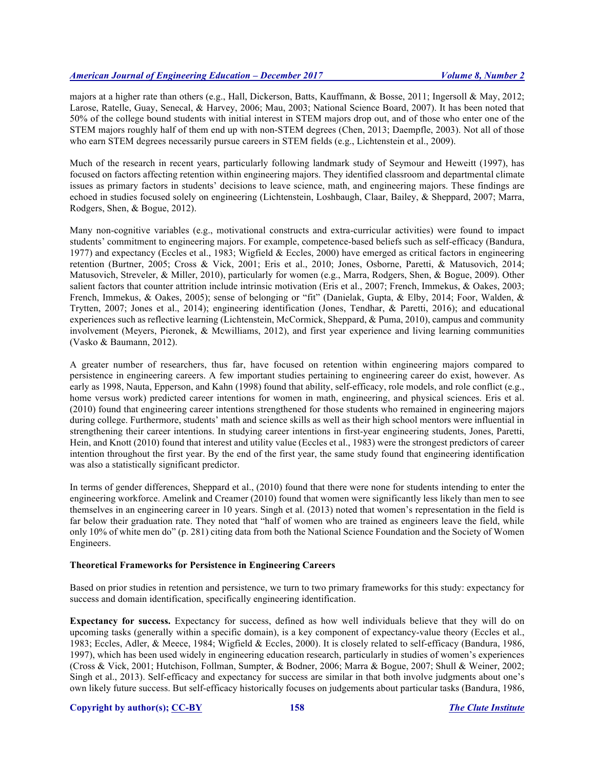majors at a higher rate than others (e.g., Hall, Dickerson, Batts, Kauffmann, & Bosse, 2011; Ingersoll & May, 2012; Larose, Ratelle, Guay, Senecal, & Harvey, 2006; Mau, 2003; National Science Board, 2007). It has been noted that 50% of the college bound students with initial interest in STEM majors drop out, and of those who enter one of the STEM majors roughly half of them end up with non-STEM degrees (Chen, 2013; Daempfle, 2003). Not all of those who earn STEM degrees necessarily pursue careers in STEM fields (e.g., Lichtenstein et al., 2009).

Much of the research in recent years, particularly following landmark study of Seymour and Heweitt (1997), has focused on factors affecting retention within engineering majors. They identified classroom and departmental climate issues as primary factors in students' decisions to leave science, math, and engineering majors. These findings are echoed in studies focused solely on engineering (Lichtenstein, Loshbaugh, Claar, Bailey, & Sheppard, 2007; Marra, Rodgers, Shen, & Bogue, 2012).

Many non-cognitive variables (e.g., motivational constructs and extra-curricular activities) were found to impact students' commitment to engineering majors. For example, competence-based beliefs such as self-efficacy (Bandura, 1977) and expectancy (Eccles et al., 1983; Wigfield & Eccles, 2000) have emerged as critical factors in engineering retention (Burtner, 2005; Cross & Vick, 2001; Eris et al., 2010; Jones, Osborne, Paretti, & Matusovich, 2014; Matusovich, Streveler, & Miller, 2010), particularly for women (e.g., Marra, Rodgers, Shen, & Bogue, 2009). Other salient factors that counter attrition include intrinsic motivation (Eris et al., 2007; French, Immekus, & Oakes, 2003; French, Immekus, & Oakes, 2005); sense of belonging or "fit" (Danielak, Gupta, & Elby, 2014; Foor, Walden, & Trytten, 2007; Jones et al., 2014); engineering identification (Jones, Tendhar, & Paretti, 2016); and educational experiences such as reflective learning (Lichtenstein, McCormick, Sheppard, & Puma, 2010), campus and community involvement (Meyers, Pieronek, & Mcwilliams, 2012), and first year experience and living learning communities (Vasko & Baumann, 2012).

A greater number of researchers, thus far, have focused on retention within engineering majors compared to persistence in engineering careers. A few important studies pertaining to engineering career do exist, however. As early as 1998, Nauta, Epperson, and Kahn (1998) found that ability, self-efficacy, role models, and role conflict (e.g., home versus work) predicted career intentions for women in math, engineering, and physical sciences. Eris et al. (2010) found that engineering career intentions strengthened for those students who remained in engineering majors during college. Furthermore, students' math and science skills as well as their high school mentors were influential in strengthening their career intentions. In studying career intentions in first-year engineering students, Jones, Paretti, Hein, and Knott (2010) found that interest and utility value (Eccles et al., 1983) were the strongest predictors of career intention throughout the first year. By the end of the first year, the same study found that engineering identification was also a statistically significant predictor.

In terms of gender differences, Sheppard et al., (2010) found that there were none for students intending to enter the engineering workforce. Amelink and Creamer (2010) found that women were significantly less likely than men to see themselves in an engineering career in 10 years. Singh et al. (2013) noted that women's representation in the field is far below their graduation rate. They noted that "half of women who are trained as engineers leave the field, while only 10% of white men do" (p. 281) citing data from both the National Science Foundation and the Society of Women Engineers.

### Theoretical Frameworks for Persistence in Engineering Careers

Based on prior studies in retention and persistence, we turn to two primary frameworks for this study: expectancy for success and domain identification, specifically engineering identification.

**Expectancy for success.** Expectancy for success, defined as how well individuals believe that they will do on upcoming tasks (generally within a specific domain), is a key component of expectancy-value theory (Eccles et al., 1983; Eccles, Adler, & Meece, 1984; Wigfield & Eccles, 2000). It is closely related to self-efficacy (Bandura, 1986, 1997), which has been used widely in engineering education research, particularly in studies of women's experiences (Cross & Vick, 2001; Hutchison, Follman, Sumpter, & Bodner, 2006; Marra & Bogue, 2007; Shull & Weiner, 2002; Singh et al., 2013). Self-efficacy and expectancy for success are similar in that both involve judgments about one's own likely future success. But self-efficacy historically focuses on judgements about particular tasks (Bandura, 1986,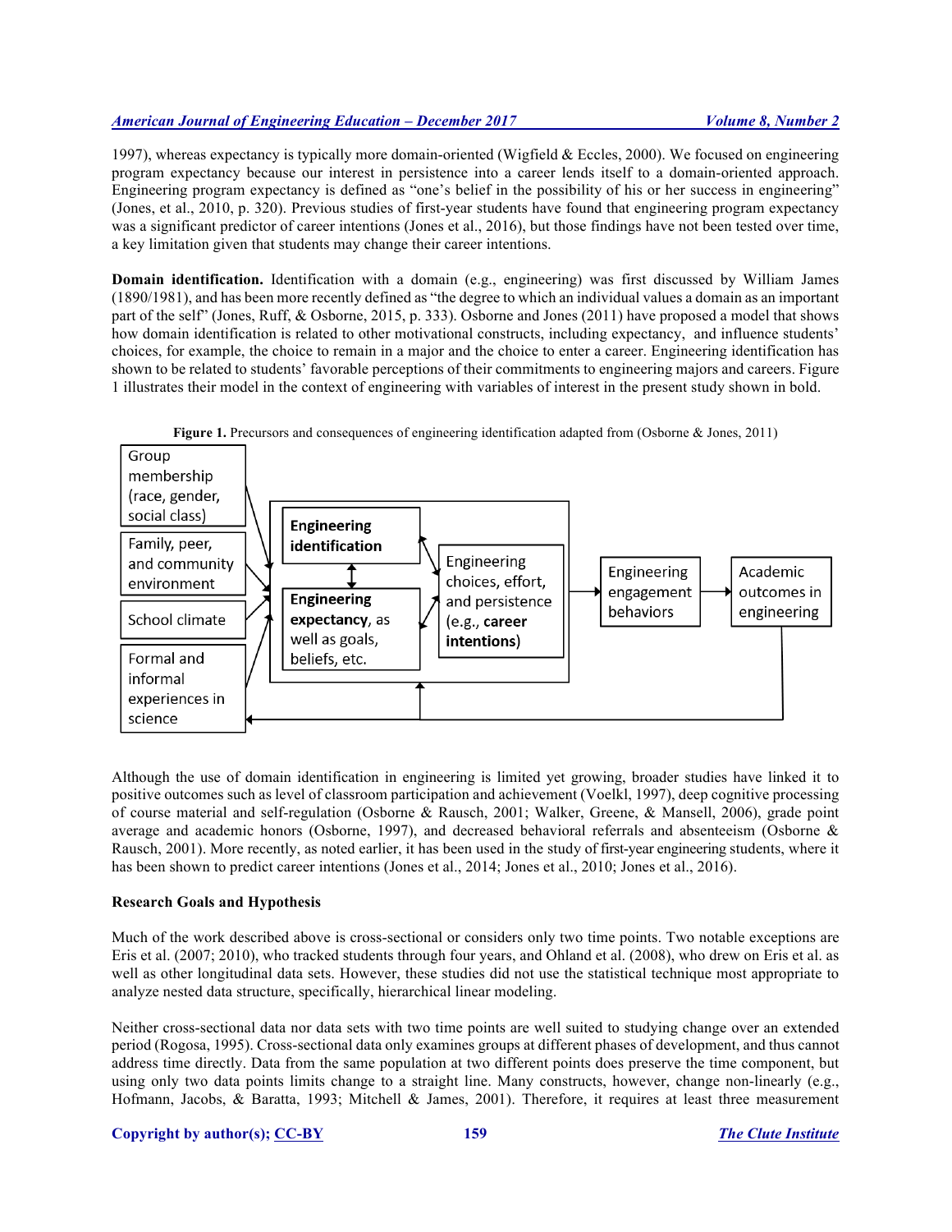1997), whereas expectancy is typically more domain-oriented (Wigfield & Eccles, 2000). We focused on engineering program expectancy because our interest in persistence into a career lends itself to a domain-oriented approach. Engineering program expectancy is defined as "one's belief in the possibility of his or her success in engineering" (Jones, et al., 2010, p. 320). Previous studies of first-year students have found that engineering program expectancy was a significant predictor of career intentions (Jones et al., 2016), but those findings have not been tested over time, a key limitation given that students may change their career intentions.

**Domain identification.** Identification with a domain (e.g., engineering) was first discussed by William James (1890/1981), and has been more recently defined as "the degree to which an individual values a domain as an important part of the self" (Jones, Ruff, & Osborne, 2015, p. 333). Osborne and Jones (2011) have proposed a model that shows how domain identification is related to other motivational constructs, including expectancy, and influence students' choices, for example, the choice to remain in a major and the choice to enter a career. Engineering identification has shown to be related to students' favorable perceptions of their commitments to engineering majors and careers. Figure 1 illustrates their model in the context of engineering with variables of interest in the present study shown in bold.

**Figure 1.** Precursors and consequences of engineering identification adapted from (Osborne & Jones, 2011)

Group membership (race, gender, social class)

Family, peer, and community environment

School climate

Formal and informal experiences in science

**Engineering identification**

**Engineering expectancy**, as well as goals, beliefs, etc.

Engineering choices, effort, and persistence (e.g., **career intentions**)

Engineering engagement behaviors

Academic outcomes in engineering

Although the use of domain identification in engineering is limited yet growing, broader studies have linked it to positive outcomes such as level of classroom participation and achievement (Voelkl, 1997), deep cognitive processing of course material and self-regulation (Osborne & Rausch, 2001; Walker, Greene, & Mansell, 2006), grade point average and academic honors (Osborne, 1997), and decreased behavioral referrals and absenteeism (Osborne & Rausch, 2001). More recently, as noted earlier, it has been used in the study of first-year engineering students, where it has been shown to predict career intentions (Jones et al., 2014; Jones et al., 2010; Jones et al., 2016).

### Research Goals and Hypothesis

Much of the work described above is cross-sectional or considers only two time points. Two notable exceptions are Eris et al. (2007; 2010), who tracked students through four years, and Ohland et al. (2008), who drew on Eris et al. as well as other longitudinal data sets. However, these studies did not use the statistical technique most appropriate to analyze nested data structure, specifically, hierarchical linear modeling.

Neither cross-sectional data nor data sets with two time points are well suited to studying change over an extended period (Rogosa, 1995). Cross-sectional data only examines groups at different phases of development, and thus cannot address time directly. Data from the same population at two different points does preserve the time component, but using only two data points limits change to a straight line. Many constructs, however, change non-linearly (e.g., Hofmann, Jacobs, & Baratta, 1993; Mitchell & James, 2001). Therefore, it requires at least three measurement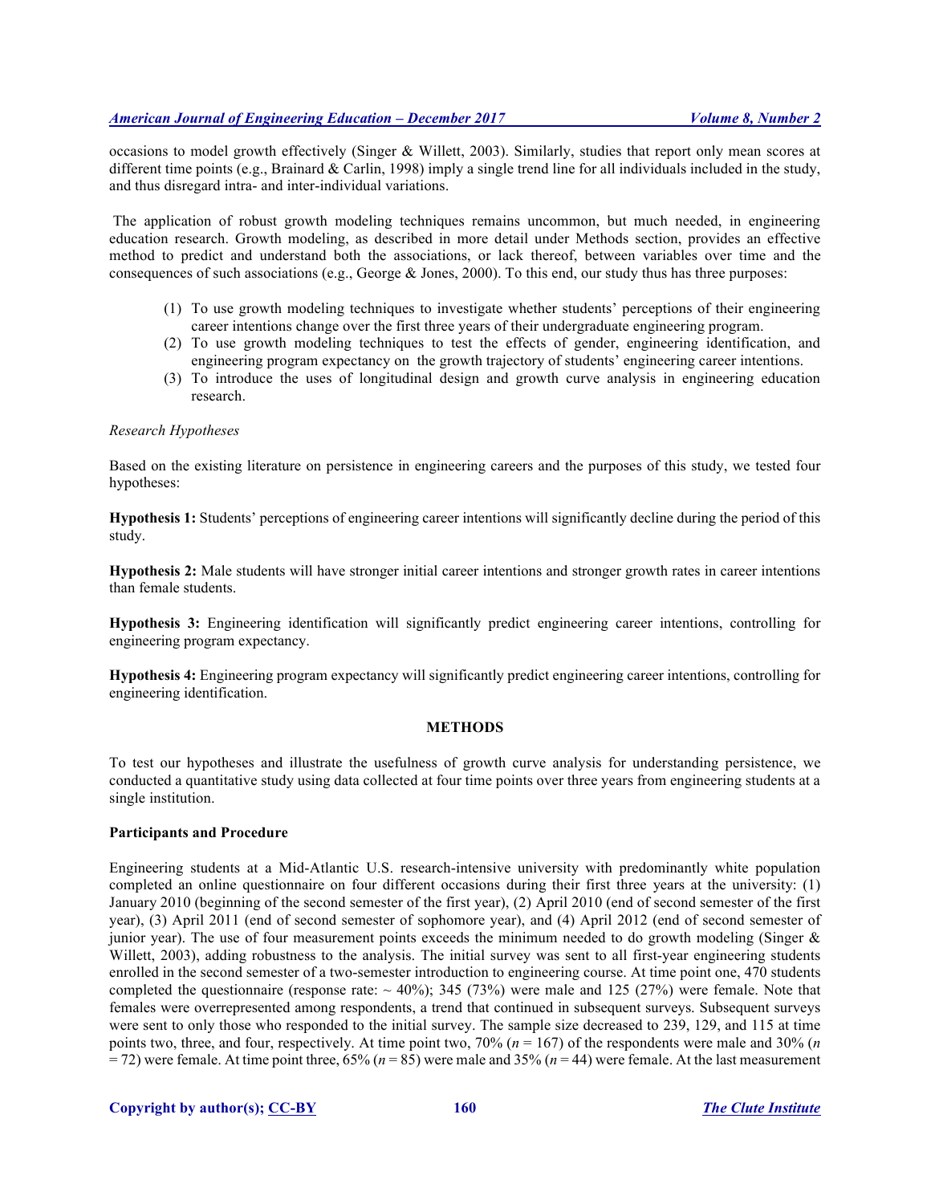occasions to model growth effectively (Singer & Willett, 2003). Similarly, studies that report only mean scores at different time points (e.g., Brainard & Carlin, 1998) imply a single trend line for all individuals included in the study, and thus disregard intra- and inter-individual variations.

The application of robust growth modeling techniques remains uncommon, but much needed, in engineering education research. Growth modeling, as described in more detail under Methods section, provides an effective method to predict and understand both the associations, or lack thereof, between variables over time and the consequences of such associations (e.g., George & Jones, 2000). To this end, our study thus has three purposes:

1. To use growth modeling techniques to investigate whether students' perceptions of their engineering career intentions change over the first three years of their undergraduate engineering program.
2. To use growth modeling techniques to test the effects of gender, engineering identification, and engineering program expectancy on the growth trajectory of students' engineering career intentions.
3. To introduce the uses of longitudinal design and growth curve analysis in engineering education research.

*Research Hypotheses*

Based on the existing literature on persistence in engineering careers and the purposes of this study, we tested four hypotheses:

**Hypothesis 1:** Students' perceptions of engineering career intentions will significantly decline during the period of this study.

**Hypothesis 2:** Male students will have stronger initial career intentions and stronger growth rates in career intentions than female students.

**Hypothesis 3:** Engineering identification will significantly predict engineering career intentions, controlling for engineering program expectancy.

**Hypothesis 4:** Engineering program expectancy will significantly predict engineering career intentions, controlling for engineering identification.

## METHODS

To test our hypotheses and illustrate the usefulness of growth curve analysis for understanding persistence, we conducted a quantitative study using data collected at four time points over three years from engineering students at a single institution.

### Participants and Procedure

Engineering students at a Mid-Atlantic U.S. research-intensive university with predominantly white population completed an online questionnaire on four different occasions during their first three years at the university: (1) January 2010 (beginning of the second semester of the first year), (2) April 2010 (end of second semester of the first year), (3) April 2011 (end of second semester of sophomore year), and (4) April 2012 (end of second semester of junior year). The use of four measurement points exceeds the minimum needed to do growth modeling (Singer & Willett, 2003), adding robustness to the analysis. The initial survey was sent to all first-year engineering students enrolled in the second semester of a two-semester introduction to engineering course. At time point one, 470 students completed the questionnaire (response rate: ~ 40%); 345 (73%) were male and 125 (27%) were female. Note that females were overrepresented among respondents, a trend that continued in subsequent surveys. Subsequent surveys were sent to only those who responded to the initial survey. The sample size decreased to 239, 129, and 115 at time points two, three, and four, respectively. At time point two, 70% ($n$ = 167) of the respondents were male and 30% ($n$ = 72) were female. At time point three, 65% ($n$ = 85) were male and 35% ($n$ = 44) were female. At the last measurement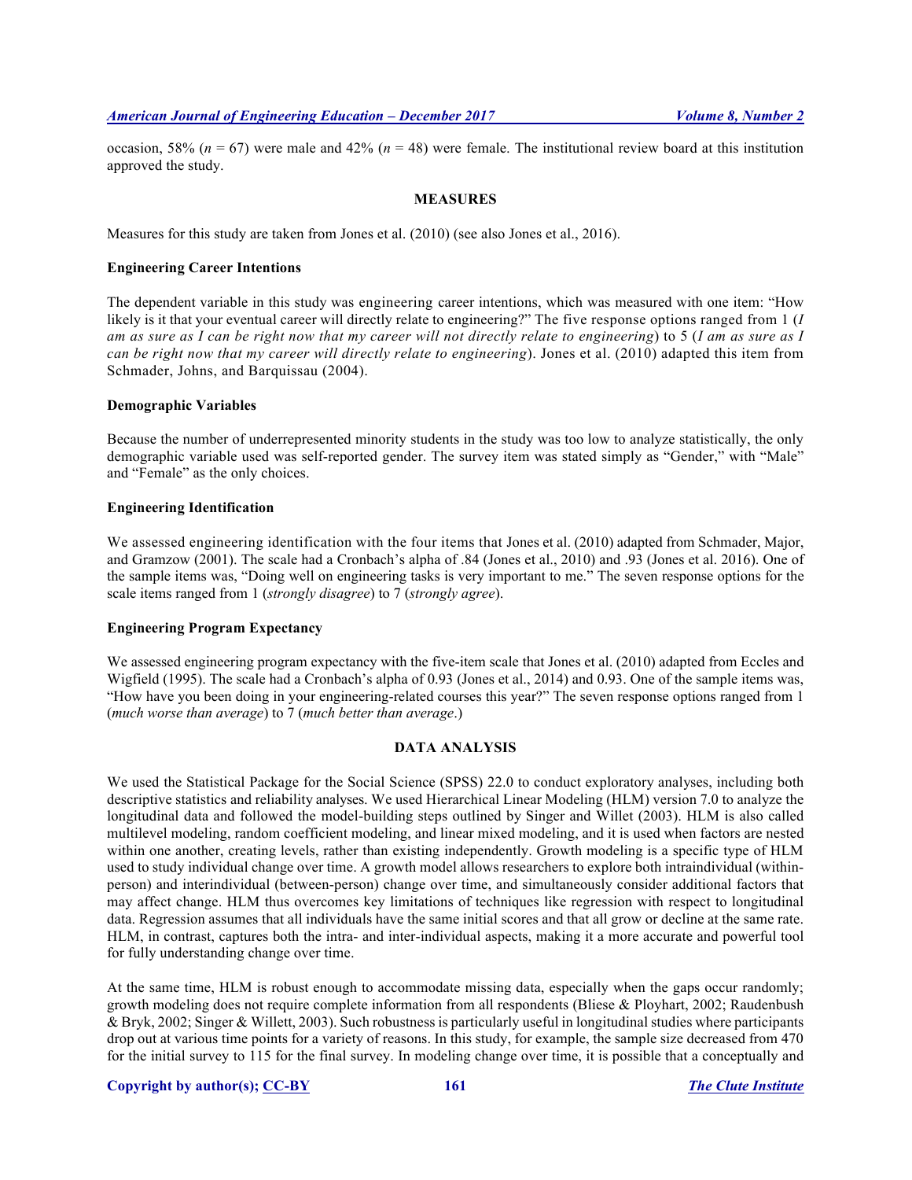occasion, 58% ($n = 67$) were male and 42% ($n = 48$) were female. The institutional review board at this institution approved the study.

## MEASURES

Measures for this study are taken from Jones et al. (2010) (see also Jones et al., 2016).

### Engineering Career Intentions

The dependent variable in this study was engineering career intentions, which was measured with one item: "How likely is it that your eventual career will directly relate to engineering?" The five response options ranged from 1 (*I am as sure as I can be right now that my career will not directly relate to engineering*) to 5 (*I am as sure as I can be right now that my career will directly relate to engineering*). Jones et al. (2010) adapted this item from Schmader, Johns, and Barquissau (2004).

### Demographic Variables

Because the number of underrepresented minority students in the study was too low to analyze statistically, the only demographic variable used was self-reported gender. The survey item was stated simply as "Gender," with "Male" and "Female" as the only choices.

### Engineering Identification

We assessed engineering identification with the four items that Jones et al. (2010) adapted from Schmader, Major, and Gramzow (2001). The scale had a Cronbach's alpha of .84 (Jones et al., 2010) and .93 (Jones et al. 2016). One of the sample items was, "Doing well on engineering tasks is very important to me." The seven response options for the scale items ranged from 1 (*strongly disagree*) to 7 (*strongly agree*).

### Engineering Program Expectancy

We assessed engineering program expectancy with the five-item scale that Jones et al. (2010) adapted from Eccles and Wigfield (1995). The scale had a Cronbach's alpha of 0.93 (Jones et al., 2014) and 0.93. One of the sample items was, "How have you been doing in your engineering-related courses this year?" The seven response options ranged from 1 (*much worse than average*) to 7 (*much better than average*.)

## DATA ANALYSIS

We used the Statistical Package for the Social Science (SPSS) 22.0 to conduct exploratory analyses, including both descriptive statistics and reliability analyses. We used Hierarchical Linear Modeling (HLM) version 7.0 to analyze the longitudinal data and followed the model-building steps outlined by Singer and Willet (2003). HLM is also called multilevel modeling, random coefficient modeling, and linear mixed modeling, and it is used when factors are nested within one another, creating levels, rather than existing independently. Growth modeling is a specific type of HLM used to study individual change over time. A growth model allows researchers to explore both intraindividual (within-person) and interindividual (between-person) change over time, and simultaneously consider additional factors that may affect change. HLM thus overcomes key limitations of techniques like regression with respect to longitudinal data. Regression assumes that all individuals have the same initial scores and that all grow or decline at the same rate. HLM, in contrast, captures both the intra- and inter-individual aspects, making it a more accurate and powerful tool for fully understanding change over time.

At the same time, HLM is robust enough to accommodate missing data, especially when the gaps occur randomly; growth modeling does not require complete information from all respondents (Bliese & Ployhart, 2002; Raudenbush & Bryk, 2002; Singer & Willett, 2003). Such robustness is particularly useful in longitudinal studies where participants drop out at various time points for a variety of reasons. In this study, for example, the sample size decreased from 470 for the initial survey to 115 for the final survey. In modeling change over time, it is possible that a conceptually and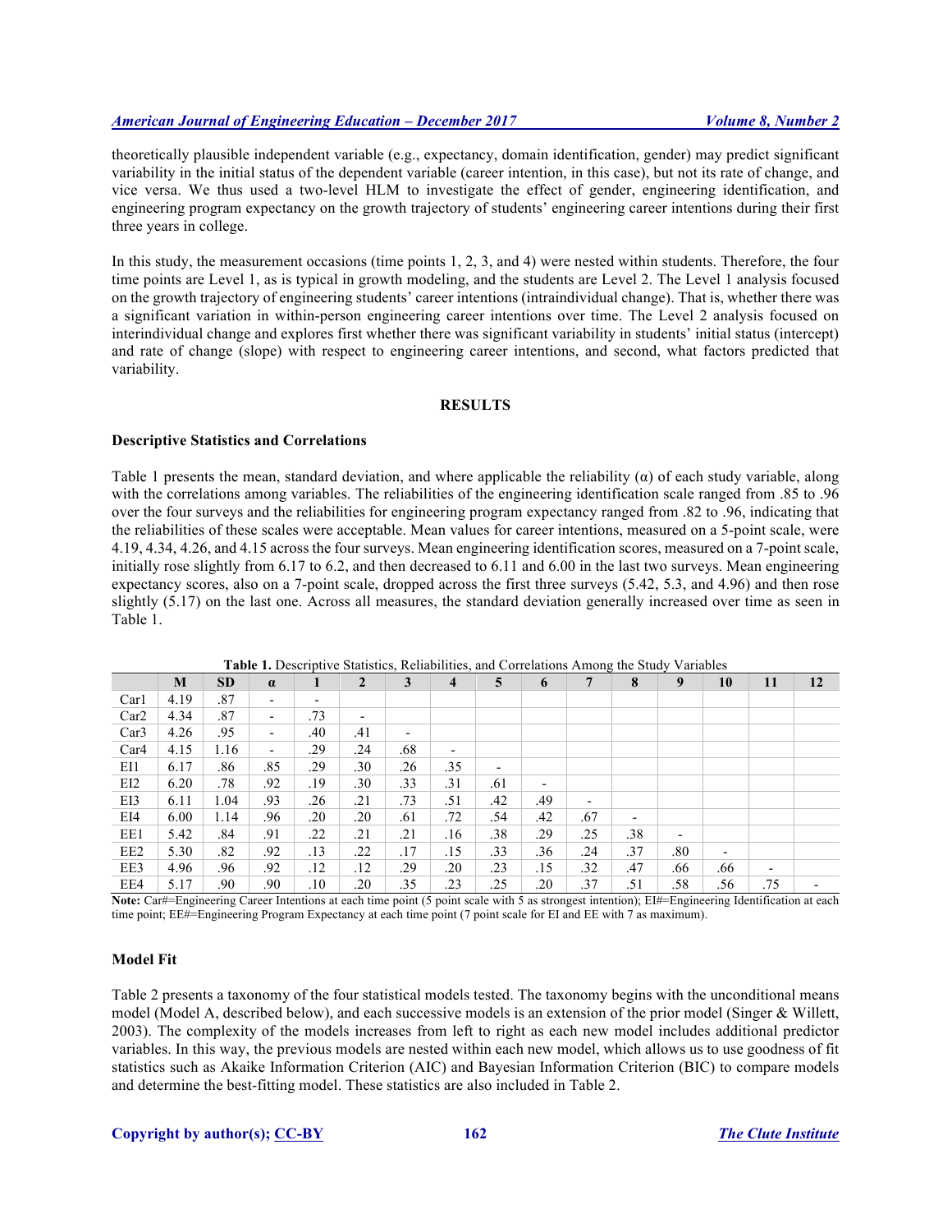theoretically plausible independent variable (e.g., expectancy, domain identification, gender) may predict significant variability in the initial status of the dependent variable (career intention, in this case), but not its rate of change, and vice versa. We thus used a two-level HLM to investigate the effect of gender, engineering identification, and engineering program expectancy on the growth trajectory of students' engineering career intentions during their first three years in college.

In this study, the measurement occasions (time points 1, 2, 3, and 4) were nested within students. Therefore, the four time points are Level 1, as is typical in growth modeling, and the students are Level 2. The Level 1 analysis focused on the growth trajectory of engineering students' career intentions (intraindividual change). That is, whether there was a significant variation in within-person engineering career intentions over time. The Level 2 analysis focused on interindividual change and explores first whether there was significant variability in students' initial status (intercept) and rate of change (slope) with respect to engineering career intentions, and second, what factors predicted that variability.

## RESULTS

### Descriptive Statistics and Correlations

Table 1 presents the mean, standard deviation, and where applicable the reliability (α) of each study variable, along with the correlations among variables. The reliabilities of the engineering identification scale ranged from .85 to .96 over the four surveys and the reliabilities for engineering program expectancy ranged from .82 to .96, indicating that the reliabilities of these scales were acceptable. Mean values for career intentions, measured on a 5-point scale, were 4.19, 4.34, 4.26, and 4.15 across the four surveys. Mean engineering identification scores, measured on a 7-point scale, initially rose slightly from 6.17 to 6.2, and then decreased to 6.11 and 6.00 in the last two surveys. Mean engineering expectancy scores, also on a 7-point scale, dropped across the first three surveys (5.42, 5.3, and 4.96) and then rose slightly (5.17) on the last one. Across all measures, the standard deviation generally increased over time as seen in Table 1.

**Table 1.** Descriptive Statistics, Reliabilities, and Correlations Among the Study Variables

| | M | SD | α | 1 | 2 | 3 | 4 | 5 | 6 | 7 | 8 | 9 | 10 | 11 | 12 |
|---|---|---|---|---|---|---|---|---|---|---|---|---|---|---|---|
| Car1 | 4.19 | .87 | - | - | | | | | | | | | | | |
| Car2 | 4.34 | .87 | - | .73 | - | | | | | | | | | | |
| Car3 | 4.26 | .95 | - | .40 | .41 | - | | | | | | | | | |
| Car4 | 4.15 | 1.16 | - | .29 | .24 | .68 | - | | | | | | | | |
| EI1 | 6.17 | .86 | .85 | .29 | .30 | .26 | .35 | - | | | | | | | |
| EI2 | 6.20 | .78 | .92 | .19 | .30 | .33 | .31 | .61 | - | | | | | | |
| EI3 | 6.11 | 1.04 | .93 | .26 | .21 | .73 | .51 | .42 | .49 | - | | | | | |
| EI4 | 6.00 | 1.14 | .96 | .20 | .20 | .61 | .72 | .54 | .42 | .67 | - | | | | |
| EE1 | 5.42 | .84 | .91 | .22 | .21 | .21 | .16 | .38 | .29 | .25 | .38 | - | | | |
| EE2 | 5.30 | .82 | .92 | .13 | .22 | .17 | .15 | .33 | .36 | .24 | .37 | .80 | - | | |
| EE3 | 4.96 | .96 | .92 | .12 | .12 | .29 | .20 | .23 | .15 | .32 | .47 | .66 | .66 | - | |
| EE4 | 5.17 | .90 | .90 | .10 | .20 | .35 | .23 | .25 | .20 | .37 | .51 | .58 | .56 | .75 | - |

**Note:** Car#=Engineering Career Intentions at each time point (5 point scale with 5 as strongest intention); EI#=Engineering Identification at each time point; EE#=Engineering Program Expectancy at each time point (7 point scale for EI and EE with 7 as maximum).

### Model Fit

Table 2 presents a taxonomy of the four statistical models tested. The taxonomy begins with the unconditional means model (Model A, described below), and each successive models is an extension of the prior model (Singer & Willett, 2003). The complexity of the models increases from left to right as each new model includes additional predictor variables. In this way, the previous models are nested within each new model, which allows us to use goodness of fit statistics such as Akaike Information Criterion (AIC) and Bayesian Information Criterion (BIC) to compare models and determine the best-fitting model. These statistics are also included in Table 2.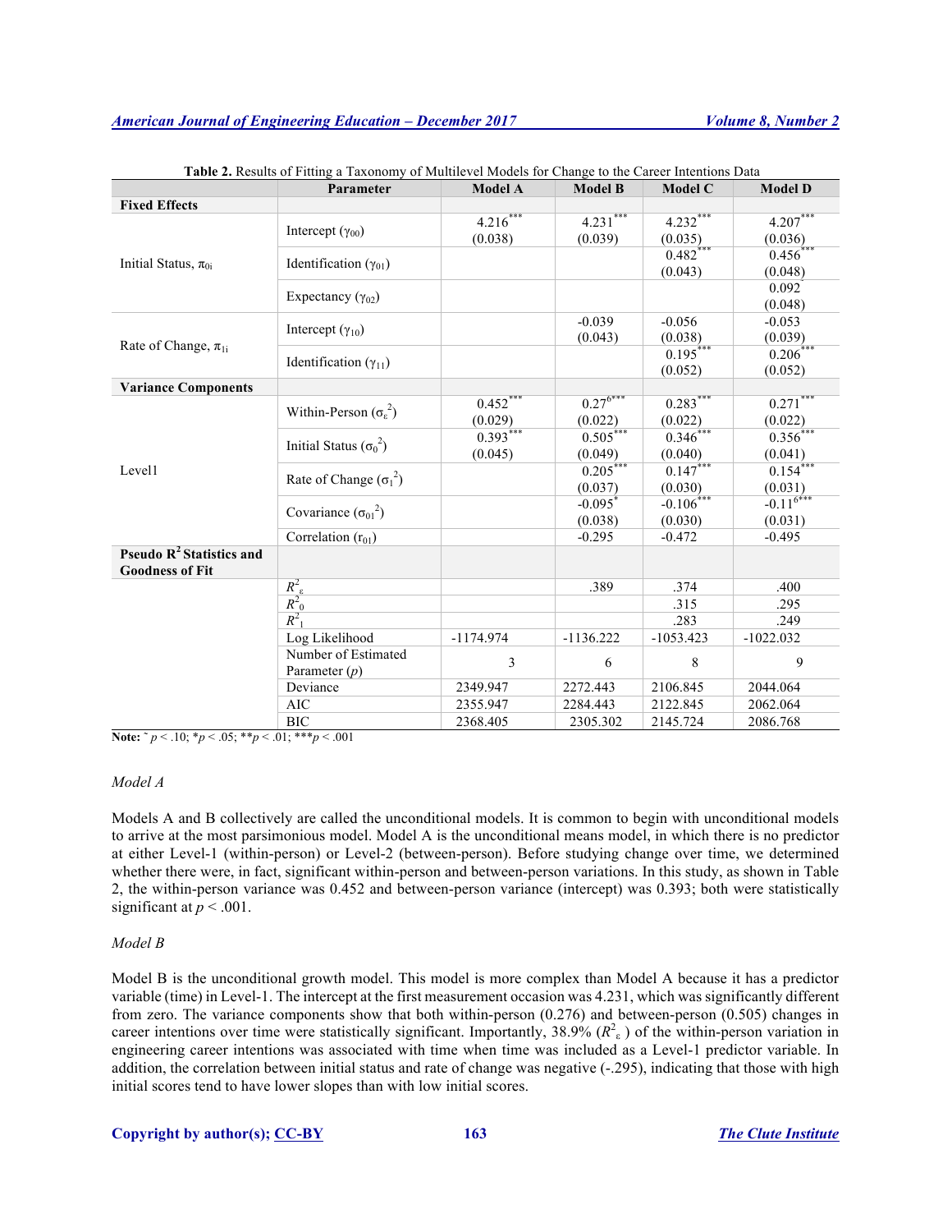**Table 2.** Results of Fitting a Taxonomy of Multilevel Models for Change to the Career Intentions Data

| | Parameter | Model A | Model B | Model C | Model D |
|---|---|---|---|---|---|
| **Fixed Effects** | | | | | |
| Initial Status, $\pi_{0i}$ | Intercept ($\gamma_{00}$) | 4.216*** (0.038) | 4.231*** (0.039) | 4.232*** (0.035) | 4.207*** (0.036) |
| | Identification ($\gamma_{01}$) | | | 0.482*** (0.043) | 0.456*** (0.048) |
| | Expectancy ($\gamma_{02}$) | | | | 0.092˜ (0.048) |
| Rate of Change, $\pi_{1i}$ | Intercept ($\gamma_{10}$) | | -0.039 (0.043) | -0.056 (0.038) | -0.053 (0.039) |
| | Identification ($\gamma_{11}$) | | | 0.195*** (0.052) | 0.206*** (0.052) |
| **Variance Components** | | | | | |
| Level1 | Within-Person ($\sigma_{\varepsilon}^2$) | 0.452*** (0.029) | 0.276*** (0.022) | 0.283*** (0.022) | 0.271*** (0.022) |
| | Initial Status ($\sigma_0^2$) | 0.393*** (0.045) | 0.505*** (0.049) | 0.346*** (0.040) | 0.356*** (0.041) |
| | Rate of Change ($\sigma_1^2$) | | 0.205*** (0.037) | 0.147*** (0.030) | 0.154*** (0.031) |
| | Covariance ($\sigma_{01}^2$) | | -0.095* (0.038) | -0.106*** (0.030) | -0.116*** (0.031) |
| | Correlation ($r_{01}$) | | -0.295 | -0.472 | -0.495 |
| **Pseudo $R^2$ Statistics and Goodness of Fit** | | | | | |
| | $R^2_{\varepsilon}$ | | .389 | .374 | .400 |
| | $R^2_0$ | | | .315 | .295 |
| | $R^2_1$ | | | .283 | .249 |
| | Log Likelihood | -1174.974 | -1136.222 | -1053.423 | -1022.032 |
| | Number of Estimated Parameter ($p$) | 3 | 6 | 8 | 9 |
| | Deviance | 2349.947 | 2272.443 | 2106.845 | 2044.064 |
| | AIC | 2355.947 | 2284.443 | 2122.845 | 2062.064 |
| | BIC | 2368.405 | 2305.302 | 2145.724 | 2086.768 |

**Note:** ˜ $p < .10$; * $p < .05$; ** $p < .01$; *** $p < .001$

*Model A*

Models A and B collectively are called the unconditional models. It is common to begin with unconditional models to arrive at the most parsimonious model. Model A is the unconditional means model, in which there is no predictor at either Level-1 (within-person) or Level-2 (between-person). Before studying change over time, we determined whether there were, in fact, significant within-person and between-person variations. In this study, as shown in Table 2, the within-person variance was 0.452 and between-person variance (intercept) was 0.393; both were statistically significant at $p < .001$.

*Model B*

Model B is the unconditional growth model. This model is more complex than Model A because it has a predictor variable (time) in Level-1. The intercept at the first measurement occasion was 4.231, which was significantly different from zero. The variance components show that both within-person (0.276) and between-person (0.505) changes in career intentions over time were statistically significant. Importantly, 38.9% ($R^2_{\varepsilon}$ ) of the within-person variation in engineering career intentions was associated with time when time was included as a Level-1 predictor variable. In addition, the correlation between initial status and rate of change was negative (-.295), indicating that those with high initial scores tend to have lower slopes than with low initial scores.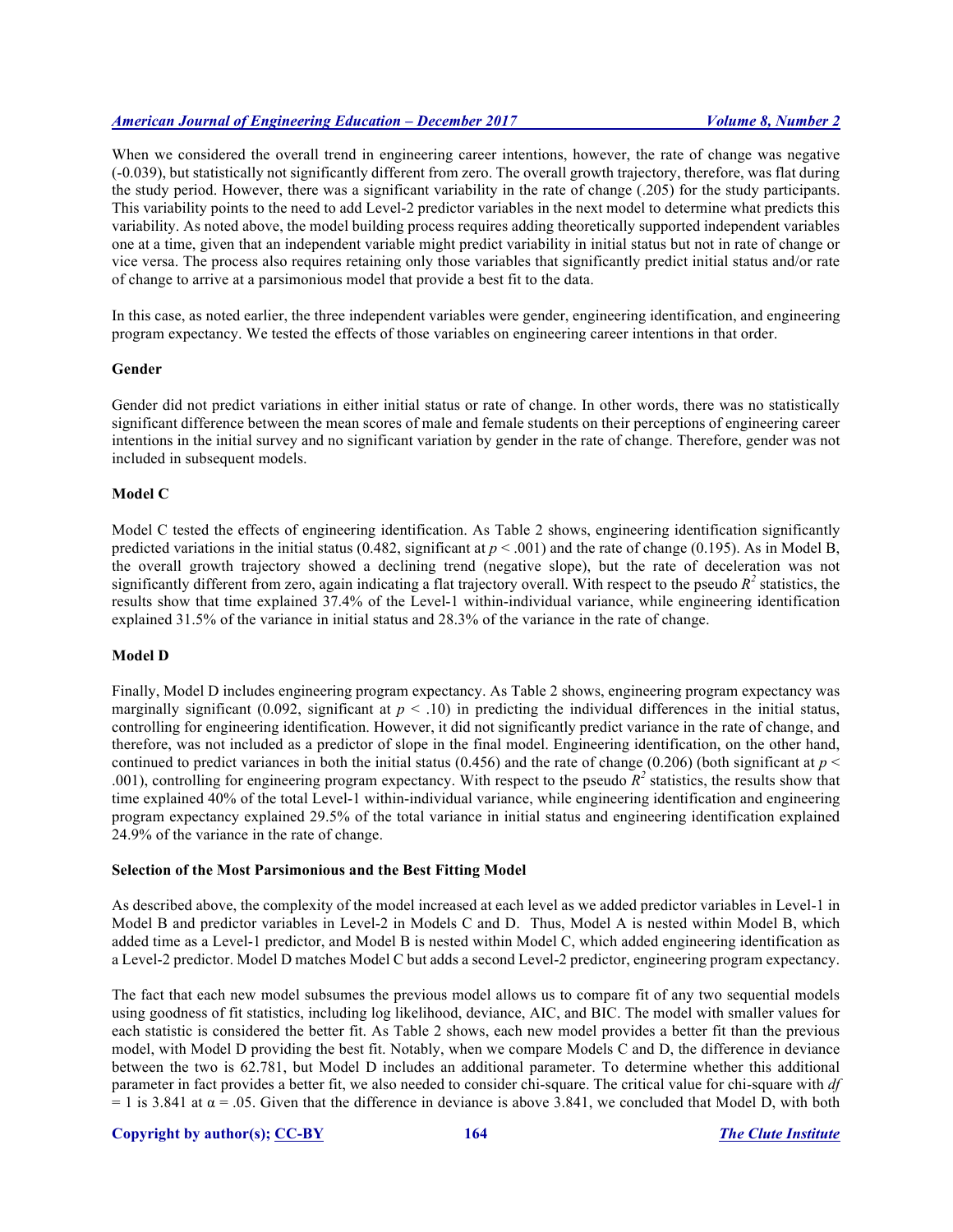When we considered the overall trend in engineering career intentions, however, the rate of change was negative (-0.039), but statistically not significantly different from zero. The overall growth trajectory, therefore, was flat during the study period. However, there was a significant variability in the rate of change (.205) for the study participants. This variability points to the need to add Level-2 predictor variables in the next model to determine what predicts this variability. As noted above, the model building process requires adding theoretically supported independent variables one at a time, given that an independent variable might predict variability in initial status but not in rate of change or vice versa. The process also requires retaining only those variables that significantly predict initial status and/or rate of change to arrive at a parsimonious model that provide a best fit to the data.

In this case, as noted earlier, the three independent variables were gender, engineering identification, and engineering program expectancy. We tested the effects of those variables on engineering career intentions in that order.

**Gender**

Gender did not predict variations in either initial status or rate of change. In other words, there was no statistically significant difference between the mean scores of male and female students on their perceptions of engineering career intentions in the initial survey and no significant variation by gender in the rate of change. Therefore, gender was not included in subsequent models.

**Model C**

Model C tested the effects of engineering identification. As Table 2 shows, engineering identification significantly predicted variations in the initial status (0.482, significant at $p < .001$) and the rate of change (0.195). As in Model B, the overall growth trajectory showed a declining trend (negative slope), but the rate of deceleration was not significantly different from zero, again indicating a flat trajectory overall. With respect to the pseudo $R^2$ statistics, the results show that time explained 37.4% of the Level-1 within-individual variance, while engineering identification explained 31.5% of the variance in initial status and 28.3% of the variance in the rate of change.

**Model D**

Finally, Model D includes engineering program expectancy. As Table 2 shows, engineering program expectancy was marginally significant (0.092, significant at $p < .10$) in predicting the individual differences in the initial status, controlling for engineering identification. However, it did not significantly predict variance in the rate of change, and therefore, was not included as a predictor of slope in the final model. Engineering identification, on the other hand, continued to predict variances in both the initial status (0.456) and the rate of change (0.206) (both significant at $p < .001$), controlling for engineering program expectancy. With respect to the pseudo $R^2$ statistics, the results show that time explained 40% of the total Level-1 within-individual variance, while engineering identification and engineering program expectancy explained 29.5% of the total variance in initial status and engineering identification explained 24.9% of the variance in the rate of change.

**Selection of the Most Parsimonious and the Best Fitting Model**

As described above, the complexity of the model increased at each level as we added predictor variables in Level-1 in Model B and predictor variables in Level-2 in Models C and D. Thus, Model A is nested within Model B, which added time as a Level-1 predictor, and Model B is nested within Model C, which added engineering identification as a Level-2 predictor. Model D matches Model C but adds a second Level-2 predictor, engineering program expectancy.

The fact that each new model subsumes the previous model allows us to compare fit of any two sequential models using goodness of fit statistics, including log likelihood, deviance, AIC, and BIC. The model with smaller values for each statistic is considered the better fit. As Table 2 shows, each new model provides a better fit than the previous model, with Model D providing the best fit. Notably, when we compare Models C and D, the difference in deviance between the two is 62.781, but Model D includes an additional parameter. To determine whether this additional parameter in fact provides a better fit, we also needed to consider chi-square. The critical value for chi-square with $df = 1$ is 3.841 at $\alpha = .05$. Given that the difference in deviance is above 3.841, we concluded that Model D, with both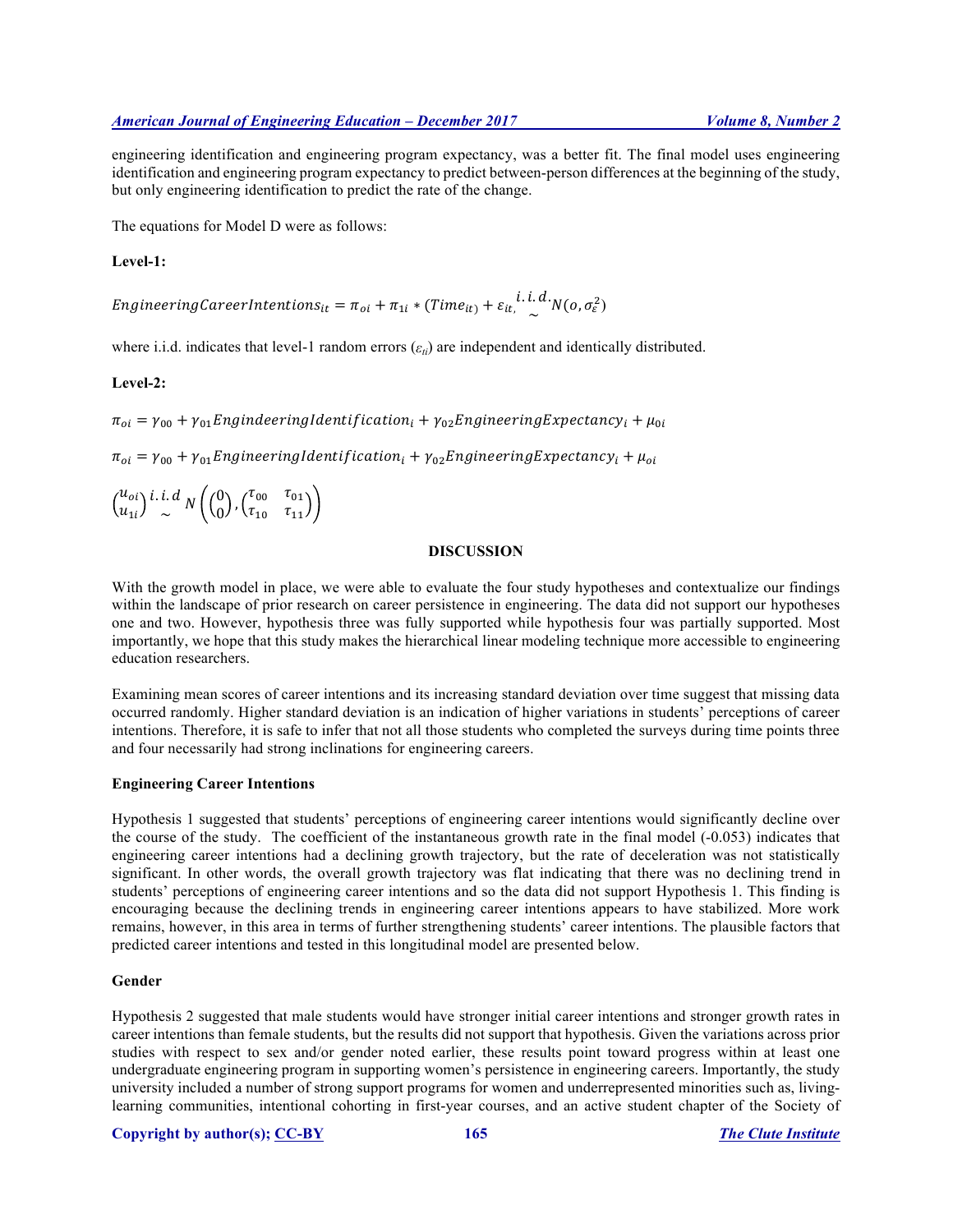engineering identification and engineering program expectancy, was a better fit. The final model uses engineering identification and engineering program expectancy to predict between-person differences at the beginning of the study, but only engineering identification to predict the rate of the change.

The equations for Model D were as follows:

**Level-1:**

$$EngineeringCareerIntentions_{it} = \pi_{oi} + \pi_{1i} * (Time_{it)} + \varepsilon_{it,} \overset{i.i.d.}{\sim} N(o, \sigma_{\varepsilon}^{2})$$

where i.i.d. indicates that level-1 random errors ($\varepsilon_{it}$) are independent and identically distributed.

**Level-2:**

$$\pi_{oi} = \gamma_{00} + \gamma_{01} EngindeeringIdentification_{i} + \gamma_{02} EngineeringExpectancy_{i} + \mu_{0i}$$

$$\pi_{oi} = \gamma_{00} + \gamma_{01} EngineeringIdentification_{i} + \gamma_{02} EngineeringExpectancy_{i} + \mu_{oi}$$

$$\begin{pmatrix} u_{oi} \\ u_{1i} \end{pmatrix} \overset{i.i.d}{\sim} N\left(\begin{pmatrix} 0 \\ 0 \end{pmatrix}, \begin{pmatrix} \tau_{00} & \tau_{01} \\ \tau_{10} & \tau_{11} \end{pmatrix}\right)$$

## DISCUSSION

With the growth model in place, we were able to evaluate the four study hypotheses and contextualize our findings within the landscape of prior research on career persistence in engineering. The data did not support our hypotheses one and two. However, hypothesis three was fully supported while hypothesis four was partially supported. Most importantly, we hope that this study makes the hierarchical linear modeling technique more accessible to engineering education researchers.

Examining mean scores of career intentions and its increasing standard deviation over time suggest that missing data occurred randomly. Higher standard deviation is an indication of higher variations in students' perceptions of career intentions. Therefore, it is safe to infer that not all those students who completed the surveys during time points three and four necessarily had strong inclinations for engineering careers.

### Engineering Career Intentions

Hypothesis 1 suggested that students' perceptions of engineering career intentions would significantly decline over the course of the study. The coefficient of the instantaneous growth rate in the final model (-0.053) indicates that engineering career intentions had a declining growth trajectory, but the rate of deceleration was not statistically significant. In other words, the overall growth trajectory was flat indicating that there was no declining trend in students' perceptions of engineering career intentions and so the data did not support Hypothesis 1. This finding is encouraging because the declining trends in engineering career intentions appears to have stabilized. More work remains, however, in this area in terms of further strengthening students' career intentions. The plausible factors that predicted career intentions and tested in this longitudinal model are presented below.

### Gender

Hypothesis 2 suggested that male students would have stronger initial career intentions and stronger growth rates in career intentions than female students, but the results did not support that hypothesis. Given the variations across prior studies with respect to sex and/or gender noted earlier, these results point toward progress within at least one undergraduate engineering program in supporting women's persistence in engineering careers. Importantly, the study university included a number of strong support programs for women and underrepresented minorities such as, living-learning communities, intentional cohorting in first-year courses, and an active student chapter of the Society of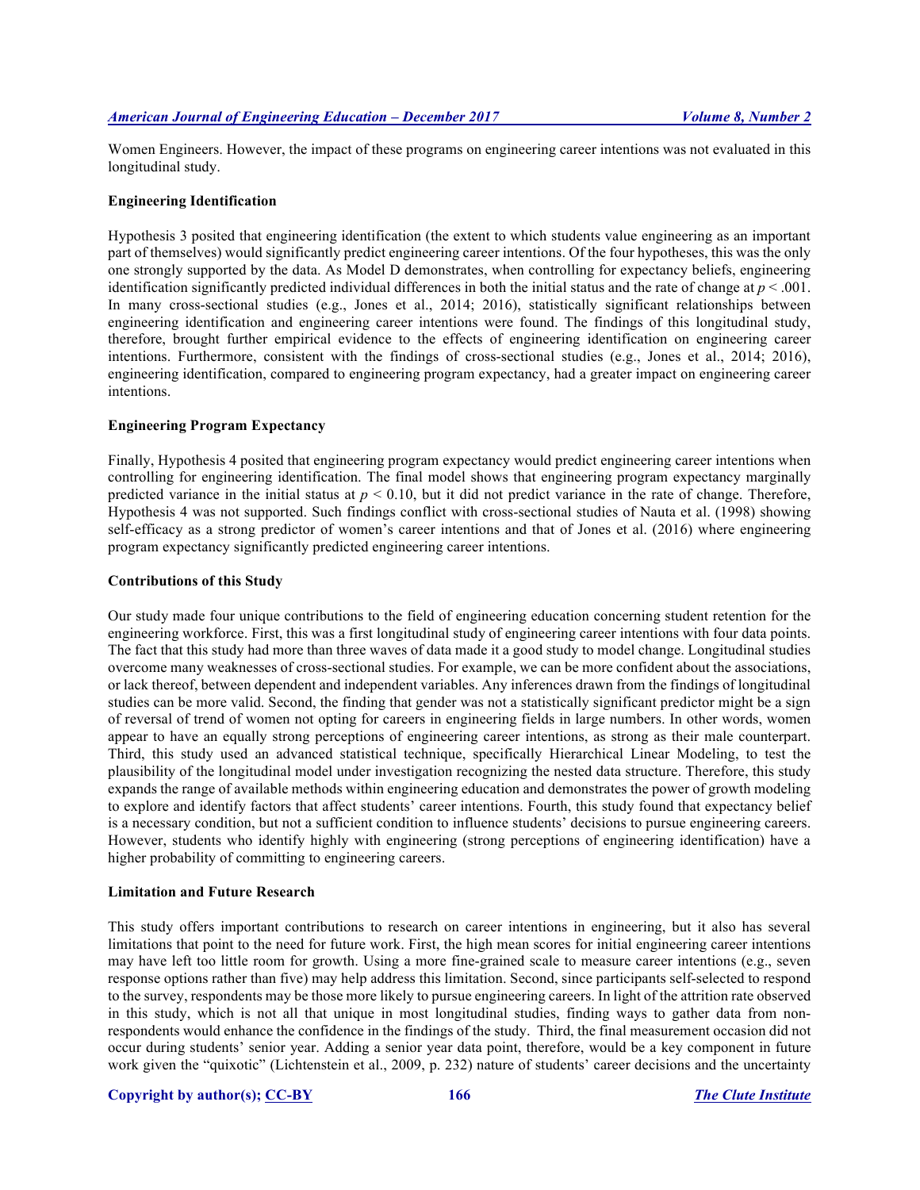Women Engineers. However, the impact of these programs on engineering career intentions was not evaluated in this longitudinal study.

**Engineering Identification**

Hypothesis 3 posited that engineering identification (the extent to which students value engineering as an important part of themselves) would significantly predict engineering career intentions. Of the four hypotheses, this was the only one strongly supported by the data. As Model D demonstrates, when controlling for expectancy beliefs, engineering identification significantly predicted individual differences in both the initial status and the rate of change at $p < .001$. In many cross-sectional studies (e.g., Jones et al., 2014; 2016), statistically significant relationships between engineering identification and engineering career intentions were found. The findings of this longitudinal study, therefore, brought further empirical evidence to the effects of engineering identification on engineering career intentions. Furthermore, consistent with the findings of cross-sectional studies (e.g., Jones et al., 2014; 2016), engineering identification, compared to engineering program expectancy, had a greater impact on engineering career intentions.

**Engineering Program Expectancy**

Finally, Hypothesis 4 posited that engineering program expectancy would predict engineering career intentions when controlling for engineering identification. The final model shows that engineering program expectancy marginally predicted variance in the initial status at $p < 0.10$, but it did not predict variance in the rate of change. Therefore, Hypothesis 4 was not supported. Such findings conflict with cross-sectional studies of Nauta et al. (1998) showing self-efficacy as a strong predictor of women's career intentions and that of Jones et al. (2016) where engineering program expectancy significantly predicted engineering career intentions.

**Contributions of this Study**

Our study made four unique contributions to the field of engineering education concerning student retention for the engineering workforce. First, this was a first longitudinal study of engineering career intentions with four data points. The fact that this study had more than three waves of data made it a good study to model change. Longitudinal studies overcome many weaknesses of cross-sectional studies. For example, we can be more confident about the associations, or lack thereof, between dependent and independent variables. Any inferences drawn from the findings of longitudinal studies can be more valid. Second, the finding that gender was not a statistically significant predictor might be a sign of reversal of trend of women not opting for careers in engineering fields in large numbers. In other words, women appear to have an equally strong perceptions of engineering career intentions, as strong as their male counterpart. Third, this study used an advanced statistical technique, specifically Hierarchical Linear Modeling, to test the plausibility of the longitudinal model under investigation recognizing the nested data structure. Therefore, this study expands the range of available methods within engineering education and demonstrates the power of growth modeling to explore and identify factors that affect students' career intentions. Fourth, this study found that expectancy belief is a necessary condition, but not a sufficient condition to influence students' decisions to pursue engineering careers. However, students who identify highly with engineering (strong perceptions of engineering identification) have a higher probability of committing to engineering careers.

**Limitation and Future Research**

This study offers important contributions to research on career intentions in engineering, but it also has several limitations that point to the need for future work. First, the high mean scores for initial engineering career intentions may have left too little room for growth. Using a more fine-grained scale to measure career intentions (e.g., seven response options rather than five) may help address this limitation. Second, since participants self-selected to respond to the survey, respondents may be those more likely to pursue engineering careers. In light of the attrition rate observed in this study, which is not all that unique in most longitudinal studies, finding ways to gather data from non-respondents would enhance the confidence in the findings of the study. Third, the final measurement occasion did not occur during students' senior year. Adding a senior year data point, therefore, would be a key component in future work given the "quixotic" (Lichtenstein et al., 2009, p. 232) nature of students' career decisions and the uncertainty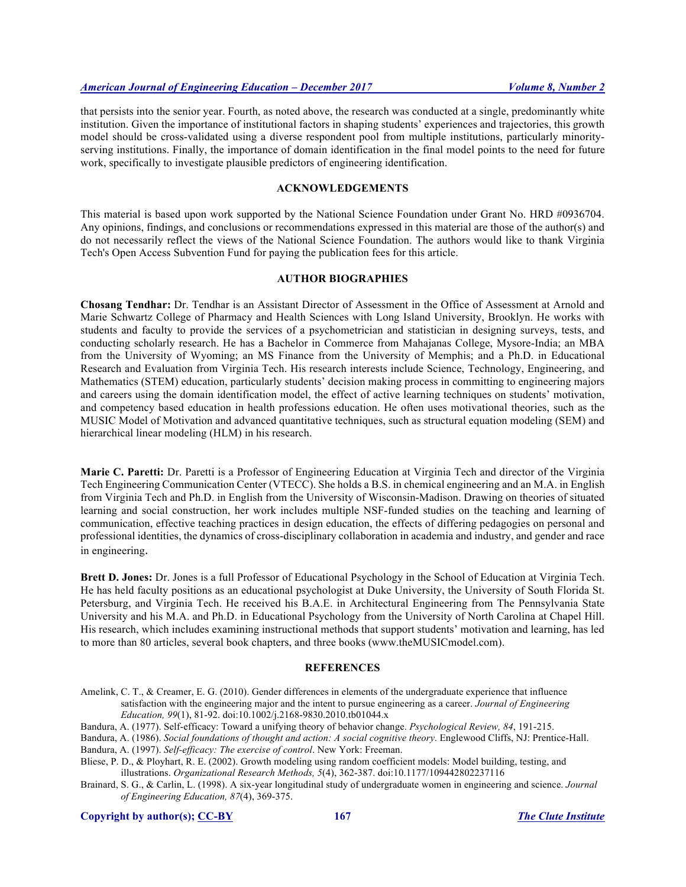that persists into the senior year. Fourth, as noted above, the research was conducted at a single, predominantly white institution. Given the importance of institutional factors in shaping students' experiences and trajectories, this growth model should be cross-validated using a diverse respondent pool from multiple institutions, particularly minority-serving institutions. Finally, the importance of domain identification in the final model points to the need for future work, specifically to investigate plausible predictors of engineering identification.

## ACKNOWLEDGEMENTS

This material is based upon work supported by the National Science Foundation under Grant No. HRD #0936704. Any opinions, findings, and conclusions or recommendations expressed in this material are those of the author(s) and do not necessarily reflect the views of the National Science Foundation. The authors would like to thank Virginia Tech's Open Access Subvention Fund for paying the publication fees for this article.

## AUTHOR BIOGRAPHIES

**Chosang Tendhar:** Dr. Tendhar is an Assistant Director of Assessment in the Office of Assessment at Arnold and Marie Schwartz College of Pharmacy and Health Sciences with Long Island University, Brooklyn. He works with students and faculty to provide the services of a psychometrician and statistician in designing surveys, tests, and conducting scholarly research. He has a Bachelor in Commerce from Mahajanas College, Mysore-India; an MBA from the University of Wyoming; an MS Finance from the University of Memphis; and a Ph.D. in Educational Research and Evaluation from Virginia Tech. His research interests include Science, Technology, Engineering, and Mathematics (STEM) education, particularly students' decision making process in committing to engineering majors and careers using the domain identification model, the effect of active learning techniques on students' motivation, and competency based education in health professions education. He often uses motivational theories, such as the MUSIC Model of Motivation and advanced quantitative techniques, such as structural equation modeling (SEM) and hierarchical linear modeling (HLM) in his research.

**Marie C. Paretti:** Dr. Paretti is a Professor of Engineering Education at Virginia Tech and director of the Virginia Tech Engineering Communication Center (VTECC). She holds a B.S. in chemical engineering and an M.A. in English from Virginia Tech and Ph.D. in English from the University of Wisconsin-Madison. Drawing on theories of situated learning and social construction, her work includes multiple NSF-funded studies on the teaching and learning of communication, effective teaching practices in design education, the effects of differing pedagogies on personal and professional identities, the dynamics of cross-disciplinary collaboration in academia and industry, and gender and race in engineering.

**Brett D. Jones:** Dr. Jones is a full Professor of Educational Psychology in the School of Education at Virginia Tech. He has held faculty positions as an educational psychologist at Duke University, the University of South Florida St. Petersburg, and Virginia Tech. He received his B.A.E. in Architectural Engineering from The Pennsylvania State University and his M.A. and Ph.D. in Educational Psychology from the University of North Carolina at Chapel Hill. His research, which includes examining instructional methods that support students' motivation and learning, has led to more than 80 articles, several book chapters, and three books (www.theMUSICmodel.com).

## REFERENCES

Amelink, C. T., & Creamer, E. G. (2010). Gender differences in elements of the undergraduate experience that influence satisfaction with the engineering major and the intent to pursue engineering as a career. *Journal of Engineering Education, 99*(1), 81-92. doi:10.1002/j.2168-9830.2010.tb01044.x

Bandura, A. (1977). Self-efficacy: Toward a unifying theory of behavior change. *Psychological Review, 84*, 191-215.

Bandura, A. (1986). *Social foundations of thought and action: A social cognitive theory*. Englewood Cliffs, NJ: Prentice-Hall.

Bandura, A. (1997). *Self-efficacy: The exercise of control*. New York: Freeman.

Bliese, P. D., & Ployhart, R. E. (2002). Growth modeling using random coefficient models: Model building, testing, and illustrations. *Organizational Research Methods, 5*(4), 362-387. doi:10.1177/109442802237116

Brainard, S. G., & Carlin, L. (1998). A six-year longitudinal study of undergraduate women in engineering and science. *Journal of Engineering Education, 87*(4), 369-375.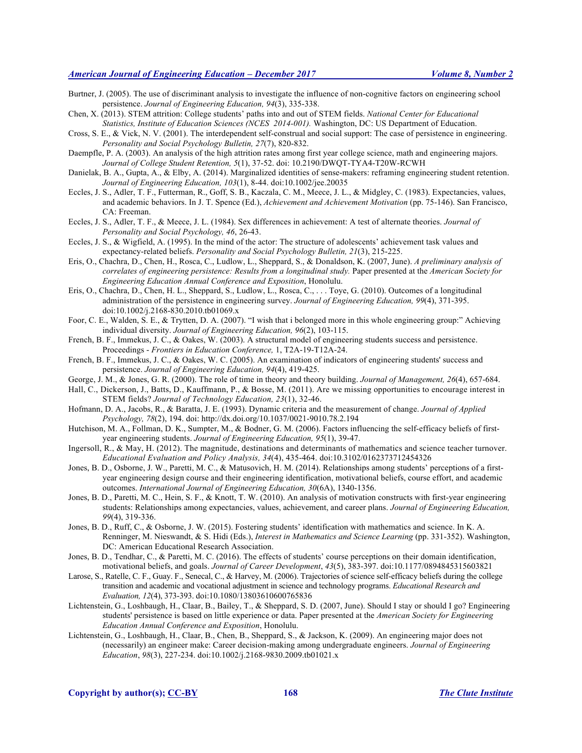Burtner, J. (2005). The use of discriminant analysis to investigate the influence of non-cognitive factors on engineering school persistence. *Journal of Engineering Education, 94*(3), 335-338.

Chen, X. (2013). STEM attrition: College students' paths into and out of STEM fields. *National Center for Educational Statistics, Institute of Education Sciences (NCES 2014-001).* Washington, DC: US Department of Education.

Cross, S. E., & Vick, N. V. (2001). The interdependent self-construal and social support: The case of persistence in engineering. *Personality and Social Psychology Bulletin, 27*(7), 820-832.

Daempfle, P. A. (2003). An analysis of the high attrition rates among first year college science, math and engineering majors. *Journal of College Student Retention, 5*(1), 37-52. doi: 10.2190/DWQT-TYA4-T20W-RCWH

Danielak, B. A., Gupta, A., & Elby, A. (2014). Marginalized identities of sense-makers: reframing engineering student retention. *Journal of Engineering Education, 103*(1), 8-44. doi:10.1002/jee.20035

Eccles, J. S., Adler, T. F., Futterman, R., Goff, S. B., Kaczala, C. M., Meece, J. L., & Midgley, C. (1983). Expectancies, values, and academic behaviors. In J. T. Spence (Ed.), *Achievement and Achievement Motivation* (pp. 75-146). San Francisco, CA: Freeman.

Eccles, J. S., Adler, T. F., & Meece, J. L. (1984). Sex differences in achievement: A test of alternate theories. *Journal of Personality and Social Psychology, 46*, 26-43.

Eccles, J. S., & Wigfield, A. (1995). In the mind of the actor: The structure of adolescents' achievement task values and expectancy-related beliefs. *Personality and Social Psychology Bulletin, 21*(3), 215-225.

Eris, O., Chachra, D., Chen, H., Rosca, C., Ludlow, L., Sheppard, S., & Donaldson, K. (2007, June). *A preliminary analysis of correlates of engineering persistence: Results from a longitudinal study.* Paper presented at the *American Society for Engineering Education Annual Conference and Exposition*, Honolulu.

Eris, O., Chachra, D., Chen, H. L., Sheppard, S., Ludlow, L., Rosca, C., . . . Toye, G. (2010). Outcomes of a longitudinal administration of the persistence in engineering survey. *Journal of Engineering Education, 99*(4), 371-395. doi:10.1002/j.2168-830.2010.tb01069.x

Foor, C. E., Walden, S. E., & Trytten, D. A. (2007). "I wish that i belonged more in this whole engineering group:" Achieving individual diversity. *Journal of Engineering Education, 96*(2), 103-115.

French, B. F., Immekus, J. C., & Oakes, W. (2003). A structural model of engineering students success and persistence. Proceedings - *Frontiers in Education Conference,* 1, T2A-19-T12A-24.

French, B. F., Immekus, J. C., & Oakes, W. C. (2005). An examination of indicators of engineering students' success and persistence. *Journal of Engineering Education, 94*(4), 419-425.

George, J. M., & Jones, G. R. (2000). The role of time in theory and theory building. *Journal of Management, 26*(4), 657-684.

Hall, C., Dickerson, J., Batts, D., Kauffmann, P., & Bosse, M. (2011). Are we missing opportunities to encourage interest in STEM fields? *Journal of Technology Education, 23*(1), 32-46.

Hofmann, D. A., Jacobs, R., & Baratta, J. E. (1993). Dynamic criteria and the measurement of change. *Journal of Applied Psychology, 78*(2), 194. doi: http://dx.doi.org/10.1037/0021-9010.78.2.194

Hutchison, M. A., Follman, D. K., Sumpter, M., & Bodner, G. M. (2006). Factors influencing the self-efficacy beliefs of first-year engineering students. *Journal of Engineering Education, 95*(1), 39-47.

Ingersoll, R., & May, H. (2012). The magnitude, destinations and determinants of mathematics and science teacher turnover. *Educational Evaluation and Policy Analysis, 34*(4), 435-464. doi:10.3102/0162373712454326

Jones, B. D., Osborne, J. W., Paretti, M. C., & Matusovich, H. M. (2014). Relationships among students' perceptions of a first-year engineering design course and their engineering identification, motivational beliefs, course effort, and academic outcomes. *International Journal of Engineering Education, 30*(6A), 1340-1356.

Jones, B. D., Paretti, M. C., Hein, S. F., & Knott, T. W. (2010). An analysis of motivation constructs with first-year engineering students: Relationships among expectancies, values, achievement, and career plans. *Journal of Engineering Education, 99*(4), 319-336.

Jones, B. D., Ruff, C., & Osborne, J. W. (2015). Fostering students' identification with mathematics and science. In K. A. Renninger, M. Nieswandt, & S. Hidi (Eds.), *Interest in Mathematics and Science Learning* (pp. 331-352). Washington, DC: American Educational Research Association.

Jones, B. D., Tendhar, C., & Paretti, M. C. (2016). The effects of students' course perceptions on their domain identification, motivational beliefs, and goals. *Journal of Career Development*, *43*(5), 383-397. doi:10.1177/0894845315603821

Larose, S., Ratelle, C. F., Guay. F., Senecal, C., & Harvey, M. (2006). Trajectories of science self-efficacy beliefs during the college transition and academic and vocational adjustment in science and technology programs. *Educational Research and Evaluation, 12*(4), 373-393. doi:10.1080/13803610600765836

Lichtenstein, G., Loshbaugh, H., Claar, B., Bailey, T., & Sheppard, S. D. (2007, June). Should I stay or should I go? Engineering students' persistence is based on little experience or data. Paper presented at the *American Society for Engineering Education Annual Conference and Exposition*, Honolulu.

Lichtenstein, G., Loshbaugh, H., Claar, B., Chen, B., Sheppard, S., & Jackson, K. (2009). An engineering major does not (necessarily) an engineer make: Career decision-making among undergraduate engineers. *Journal of Engineering Education*, *98*(3), 227-234. doi:10.1002/j.2168-9830.2009.tb01021.x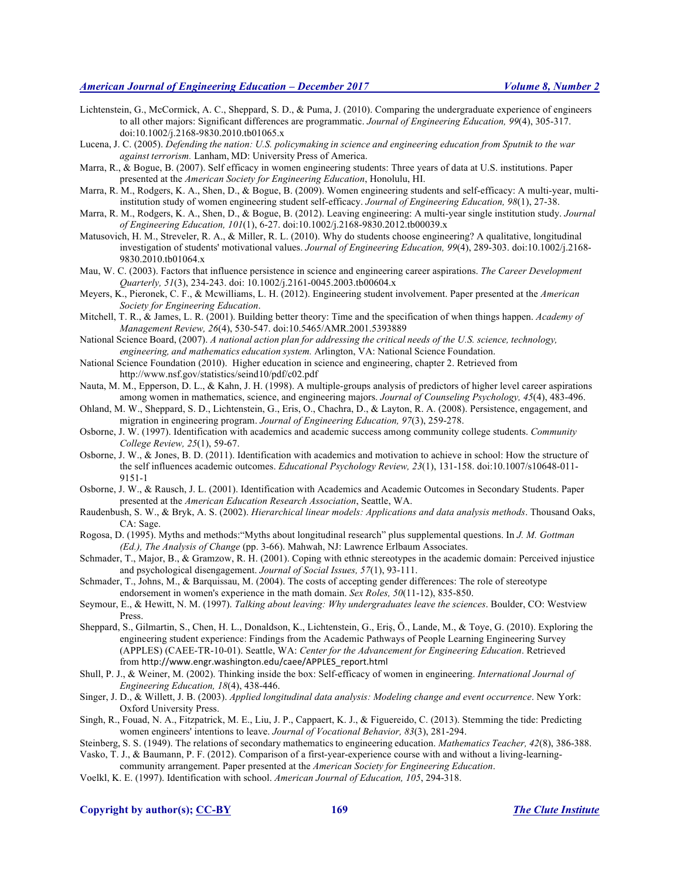Lichtenstein, G., McCormick, A. C., Sheppard, S. D., & Puma, J. (2010). Comparing the undergraduate experience of engineers to all other majors: Significant differences are programmatic. *Journal of Engineering Education, 99*(4), 305-317. doi:10.1002/j.2168-9830.2010.tb01065.x

Lucena, J. C. (2005). *Defending the nation: U.S. policymaking in science and engineering education from Sputnik to the war against terrorism.* Lanham, MD: University Press of America.

Marra, R., & Bogue, B. (2007). Self efficacy in women engineering students: Three years of data at U.S. institutions. Paper presented at the *American Society for Engineering Education*, Honolulu, HI.

Marra, R. M., Rodgers, K. A., Shen, D., & Bogue, B. (2009). Women engineering students and self-efficacy: A multi-year, multi-institution study of women engineering student self-efficacy. *Journal of Engineering Education, 98*(1), 27-38.

Marra, R. M., Rodgers, K. A., Shen, D., & Bogue, B. (2012). Leaving engineering: A multi-year single institution study. *Journal of Engineering Education, 101*(1), 6-27. doi:10.1002/j.2168-9830.2012.tb00039.x

Matusovich, H. M., Streveler, R. A., & Miller, R. L. (2010). Why do students choose engineering? A qualitative, longitudinal investigation of students' motivational values. *Journal of Engineering Education, 99*(4), 289-303. doi:10.1002/j.2168-9830.2010.tb01064.x

Mau, W. C. (2003). Factors that influence persistence in science and engineering career aspirations. *The Career Development Quarterly, 51*(3), 234-243. doi: 10.1002/j.2161-0045.2003.tb00604.x

Meyers, K., Pieronek, C. F., & Mcwilliams, L. H. (2012). Engineering student involvement. Paper presented at the *American Society for Engineering Education*.

Mitchell, T. R., & James, L. R. (2001). Building better theory: Time and the specification of when things happen. *Academy of Management Review, 26*(4), 530-547. doi:10.5465/AMR.2001.5393889

National Science Board, (2007). *A national action plan for addressing the critical needs of the U.S. science, technology, engineering, and mathematics education system.* Arlington, VA: National Science Foundation.

National Science Foundation (2010). Higher education in science and engineering, chapter 2. Retrieved from http://www.nsf.gov/statistics/seind10/pdf/c02.pdf

Nauta, M. M., Epperson, D. L., & Kahn, J. H. (1998). A multiple-groups analysis of predictors of higher level career aspirations among women in mathematics, science, and engineering majors. *Journal of Counseling Psychology, 45*(4), 483-496.

Ohland, M. W., Sheppard, S. D., Lichtenstein, G., Eris, O., Chachra, D., & Layton, R. A. (2008). Persistence, engagement, and migration in engineering program. *Journal of Engineering Education, 97*(3), 259-278.

Osborne, J. W. (1997). Identification with academics and academic success among community college students. *Community College Review, 25*(1), 59-67.

Osborne, J. W., & Jones, B. D. (2011). Identification with academics and motivation to achieve in school: How the structure of the self influences academic outcomes. *Educational Psychology Review, 23*(1), 131-158. doi:10.1007/s10648-011-9151-1

Osborne, J. W., & Rausch, J. L. (2001). Identification with Academics and Academic Outcomes in Secondary Students. Paper presented at the *American Education Research Association*, Seattle, WA.

Raudenbush, S. W., & Bryk, A. S. (2002). *Hierarchical linear models: Applications and data analysis methods*. Thousand Oaks, CA: Sage.

Rogosa, D. (1995). Myths and methods:"Myths about longitudinal research" plus supplemental questions. In *J. M. Gottman (Ed.), The Analysis of Change* (pp. 3-66). Mahwah, NJ: Lawrence Erlbaum Associates.

Schmader, T., Major, B., & Gramzow, R. H. (2001). Coping with ethnic stereotypes in the academic domain: Perceived injustice and psychological disengagement. *Journal of Social Issues, 57*(1), 93-111.

Schmader, T., Johns, M., & Barquissau, M. (2004). The costs of accepting gender differences: The role of stereotype endorsement in women's experience in the math domain. *Sex Roles, 50*(11-12), 835-850.

Seymour, E., & Hewitt, N. M. (1997). *Talking about leaving: Why undergraduates leave the sciences*. Boulder, CO: Westview Press.

Sheppard, S., Gilmartin, S., Chen, H. L., Donaldson, K., Lichtenstein, G., Eriş, Ö., Lande, M., & Toye, G. (2010). Exploring the engineering student experience: Findings from the Academic Pathways of People Learning Engineering Survey (APPLES) (CAEE-TR-10-01). Seattle, WA: *Center for the Advancement for Engineering Education*. Retrieved from http://www.engr.washington.edu/caee/APPLES_report.html

Shull, P. J., & Weiner, M. (2002). Thinking inside the box: Self-efficacy of women in engineering. *International Journal of Engineering Education, 18*(4), 438-446.

Singer, J. D., & Willett, J. B. (2003). *Applied longitudinal data analysis: Modeling change and event occurrence*. New York: Oxford University Press.

Singh, R., Fouad, N. A., Fitzpatrick, M. E., Liu, J. P., Cappaert, K. J., & Figuereido, C. (2013). Stemming the tide: Predicting women engineers' intentions to leave. *Journal of Vocational Behavior, 83*(3), 281-294.

Steinberg, S. S. (1949). The relations of secondary mathematics to engineering education. *Mathematics Teacher, 42*(8), 386-388.

Vasko, T. J., & Baumann, P. F. (2012). Comparison of a first-year-experience course with and without a living-learning-community arrangement. Paper presented at the *American Society for Engineering Education*.

Voelkl, K. E. (1997). Identification with school. *American Journal of Education, 105*, 294-318.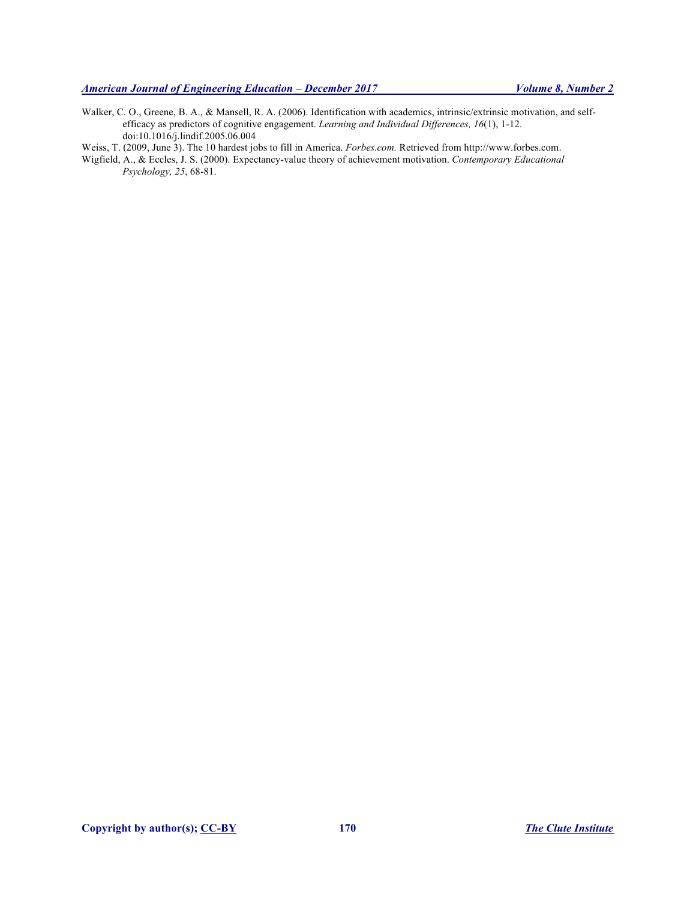Walker, C. O., Greene, B. A., & Mansell, R. A. (2006). Identification with academics, intrinsic/extrinsic motivation, and self-efficacy as predictors of cognitive engagement. *Learning and Individual Differences, 16*(1), 1-12. doi:10.1016/j.lindif.2005.06.004

Weiss, T. (2009, June 3). The 10 hardest jobs to fill in America. *Forbes.com.* Retrieved from http://www.forbes.com.

Wigfield, A., & Eccles, J. S. (2000). Expectancy-value theory of achievement motivation. *Contemporary Educational Psychology, 25*, 68-81.